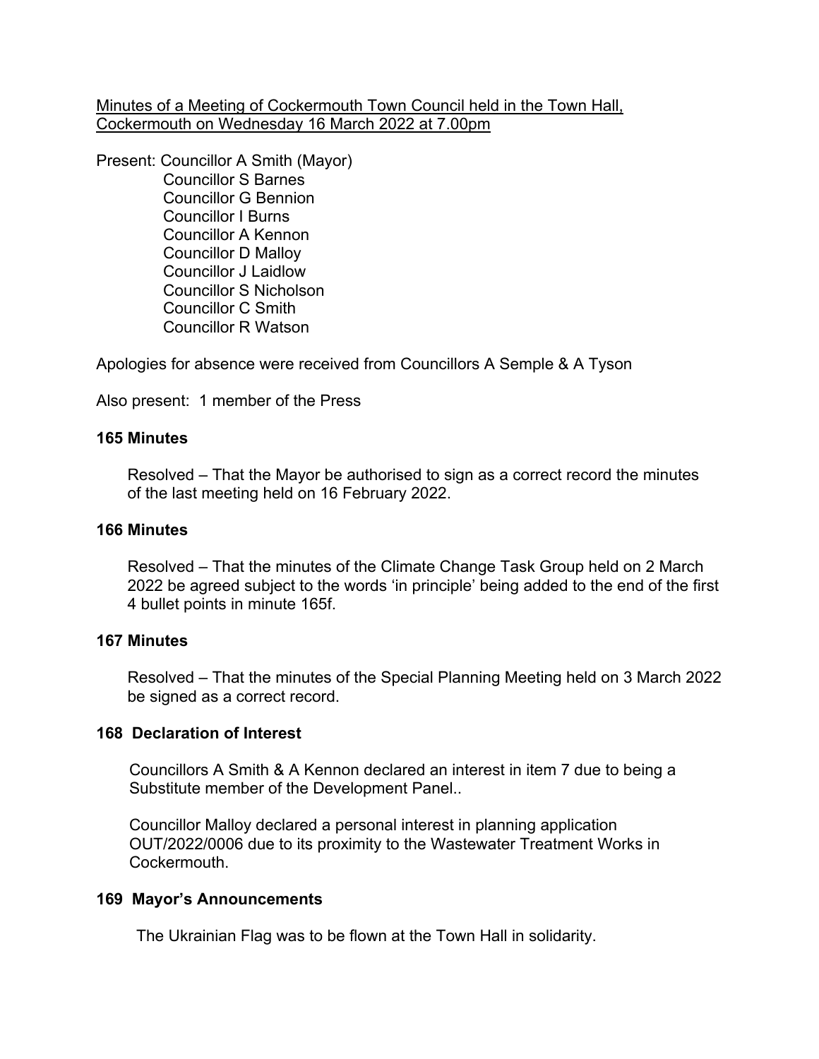Minutes of a Meeting of Cockermouth Town Council held in the Town Hall, Cockermouth on Wednesday 16 March 2022 at 7.00pm

Present: Councillor A Smith (Mayor)
Councillor S Barnes
Councillor G Bennion
Councillor I Burns
Councillor A Kennon
Councillor D Malloy
Councillor J Laidlow
Councillor S Nicholson
Councillor C Smith
Councillor R Watson

Apologies for absence were received from Councillors A Semple & A Tyson

Also present: 1 member of the Press

**165 Minutes**

Resolved – That the Mayor be authorised to sign as a correct record the minutes of the last meeting held on 16 February 2022.

**166 Minutes**

Resolved – That the minutes of the Climate Change Task Group held on 2 March 2022 be agreed subject to the words 'in principle' being added to the end of the first 4 bullet points in minute 165f.

**167 Minutes**

Resolved – That the minutes of the Special Planning Meeting held on 3 March 2022 be signed as a correct record.

**168 Declaration of Interest**

Councillors A Smith & A Kennon declared an interest in item 7 due to being a Substitute member of the Development Panel..

Councillor Malloy declared a personal interest in planning application OUT/2022/0006 due to its proximity to the Wastewater Treatment Works in Cockermouth.

**169 Mayor's Announcements**

The Ukrainian Flag was to be flown at the Town Hall in solidarity.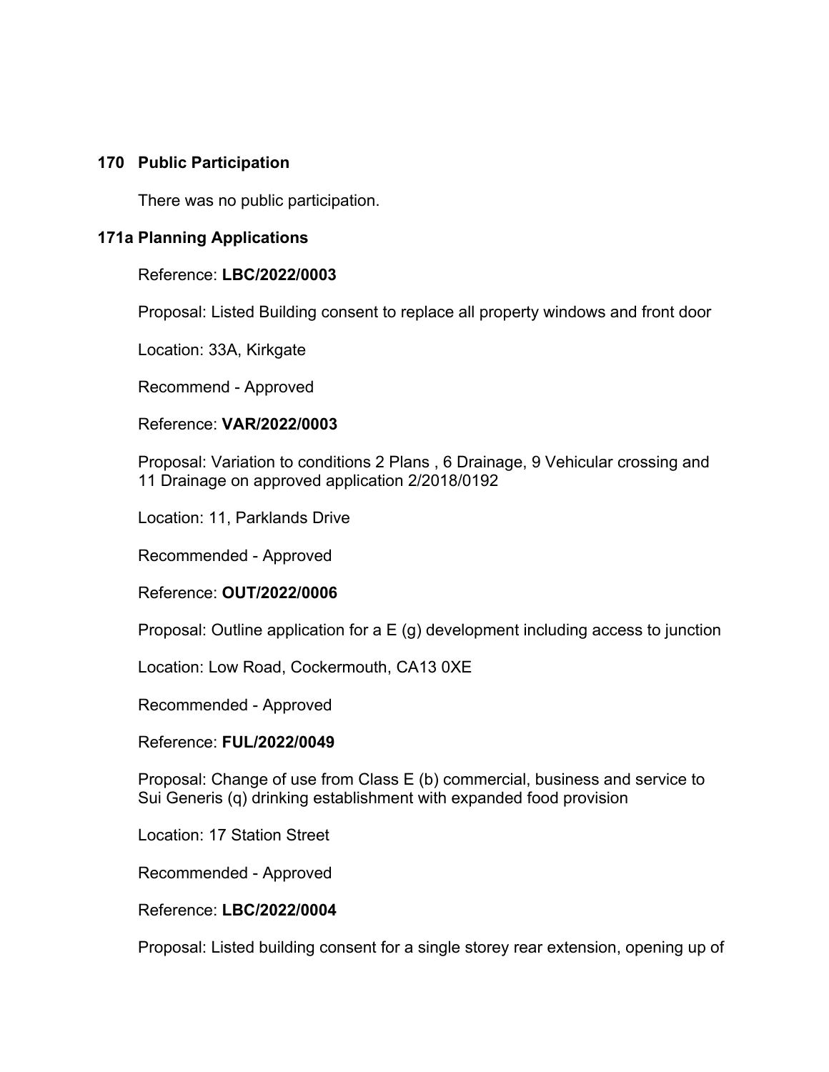**170 Public Participation**

There was no public participation.

**171a Planning Applications**

Reference: **LBC/2022/0003**

Proposal: Listed Building consent to replace all property windows and front door

Location: 33A, Kirkgate

Recommend - Approved

Reference: **VAR/2022/0003**

Proposal: Variation to conditions 2 Plans , 6 Drainage, 9 Vehicular crossing and 11 Drainage on approved application 2/2018/0192

Location: 11, Parklands Drive

Recommended - Approved

Reference: **OUT/2022/0006**

Proposal: Outline application for a E (g) development including access to junction

Location: Low Road, Cockermouth, CA13 0XE

Recommended - Approved

Reference: **FUL/2022/0049**

Proposal: Change of use from Class E (b) commercial, business and service to Sui Generis (q) drinking establishment with expanded food provision

Location: 17 Station Street

Recommended - Approved

Reference: **LBC/2022/0004**

Proposal: Listed building consent for a single storey rear extension, opening up of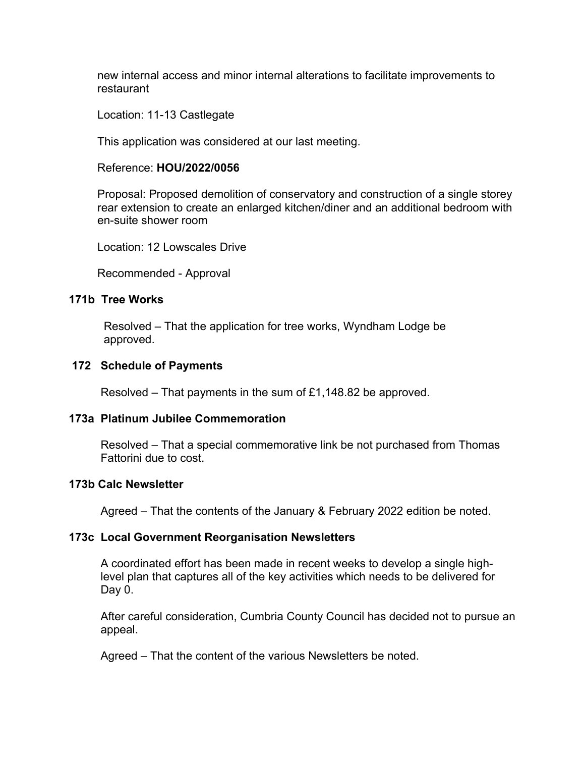new internal access and minor internal alterations to facilitate improvements to restaurant

Location: 11-13 Castlegate

This application was considered at our last meeting.

Reference: **HOU/2022/0056**

Proposal: Proposed demolition of conservatory and construction of a single storey rear extension to create an enlarged kitchen/diner and an additional bedroom with en-suite shower room

Location: 12 Lowscales Drive

Recommended - Approval

**171b Tree Works**

Resolved – That the application for tree works, Wyndham Lodge be approved.

**172 Schedule of Payments**

Resolved – That payments in the sum of £1,148.82 be approved.

**173a Platinum Jubilee Commemoration**

Resolved – That a special commemorative link be not purchased from Thomas Fattorini due to cost.

**173b Calc Newsletter**

Agreed – That the contents of the January & February 2022 edition be noted.

**173c Local Government Reorganisation Newsletters**

A coordinated effort has been made in recent weeks to develop a single high-level plan that captures all of the key activities which needs to be delivered for Day 0.

After careful consideration, Cumbria County Council has decided not to pursue an appeal.

Agreed – That the content of the various Newsletters be noted.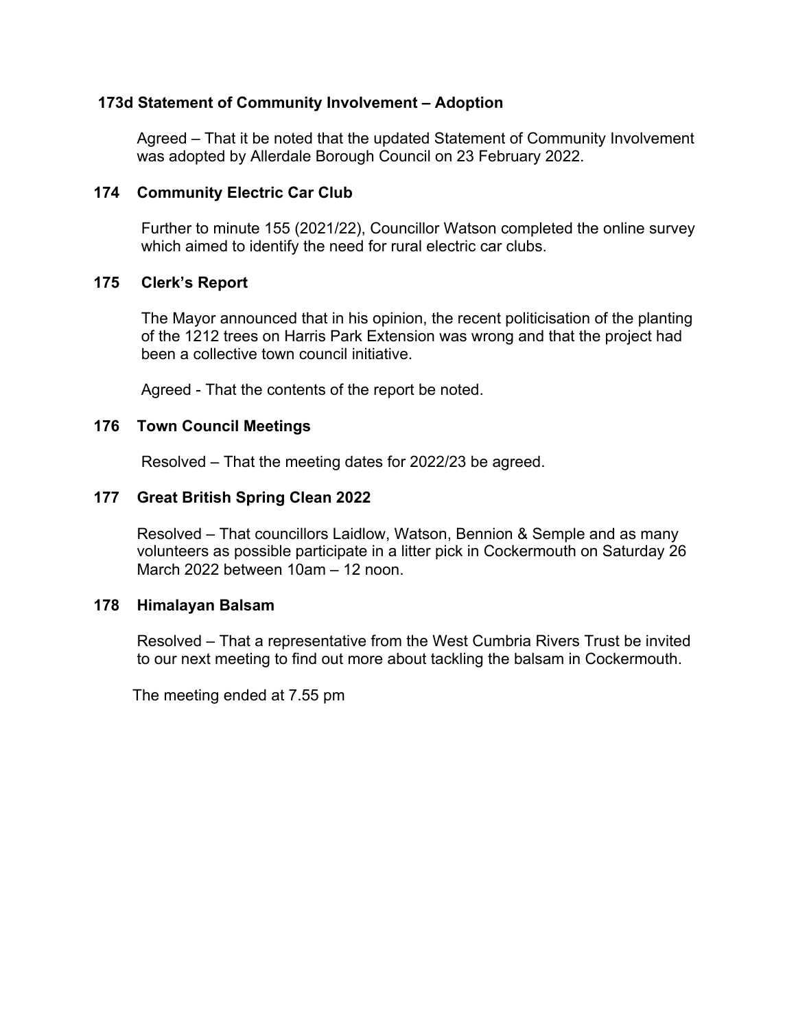### 173d Statement of Community Involvement – Adoption

Agreed – That it be noted that the updated Statement of Community Involvement was adopted by Allerdale Borough Council on 23 February 2022.

### 174 Community Electric Car Club

Further to minute 155 (2021/22), Councillor Watson completed the online survey which aimed to identify the need for rural electric car clubs.

### 175 Clerk's Report

The Mayor announced that in his opinion, the recent politicisation of the planting of the 1212 trees on Harris Park Extension was wrong and that the project had been a collective town council initiative.

Agreed - That the contents of the report be noted.

### 176 Town Council Meetings

Resolved – That the meeting dates for 2022/23 be agreed.

### 177 Great British Spring Clean 2022

Resolved – That councillors Laidlow, Watson, Bennion & Semple and as many volunteers as possible participate in a litter pick in Cockermouth on Saturday 26 March 2022 between 10am – 12 noon.

### 178 Himalayan Balsam

Resolved – That a representative from the West Cumbria Rivers Trust be invited to our next meeting to find out more about tackling the balsam in Cockermouth.

The meeting ended at 7.55 pm